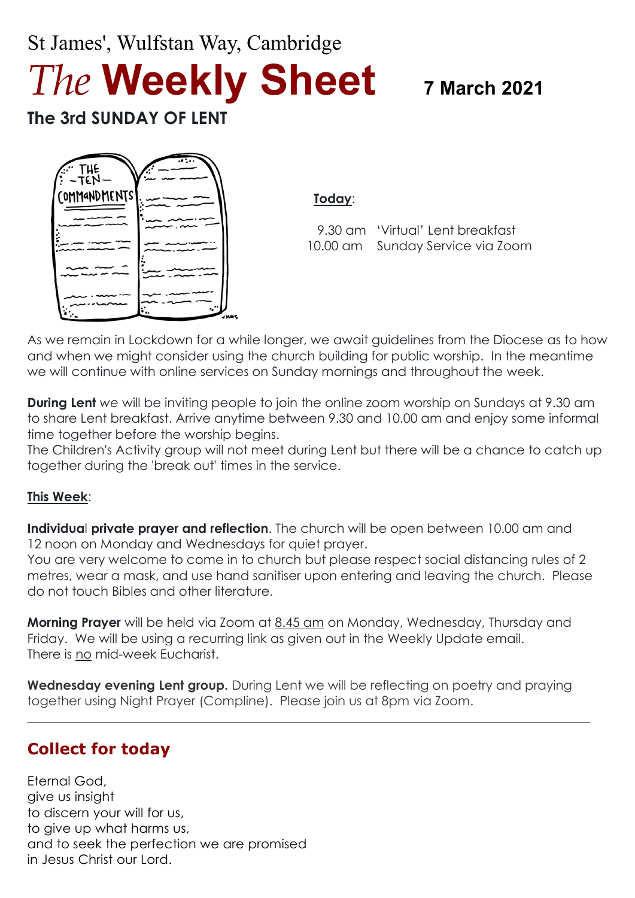St James', Wulfstan Way, Cambridge

# *The* **Weekly Sheet** 7 March 2021

## The 3rd SUNDAY OF LENT

**Today**:

9.30 am 'Virtual' Lent breakfast
10.00 am Sunday Service via Zoom

As we remain in Lockdown for a while longer, we await guidelines from the Diocese as to how and when we might consider using the church building for public worship. In the meantime we will continue with online services on Sunday mornings and throughout the week.

**During Lent** *we* will be inviting people to join the online zoom worship on Sundays at 9.30 am to share Lent breakfast. Arrive anytime between 9.30 and 10.00 am and enjoy some informal time together before the worship begins.
The Children's Activity group will not meet during Lent but there will be a chance to catch up together during the 'break out' times in the service.

**This Week**:

**Individual private prayer and reflection**. The church will be open between 10.00 am and 12 noon on Monday and Wednesdays for quiet prayer.
You are very welcome to come in to church but please respect social distancing rules of 2 metres, wear a mask, and use hand sanitiser upon entering and leaving the church. Please do not touch Bibles and other literature.

**Morning Prayer** will be held via Zoom at 8.45 am on Monday, Wednesday, Thursday and Friday. We will be using a recurring link as given out in the Weekly Update email.
There is no mid-week Eucharist.

**Wednesday evening Lent group.** During Lent we will be reflecting on poetry and praying together using Night Prayer (Compline). Please join us at 8pm via Zoom.

---

## Collect for today

Eternal God,
give us insight
to discern your will for us,
to give up what harms us,
and to seek the perfection we are promised
in Jesus Christ our Lord.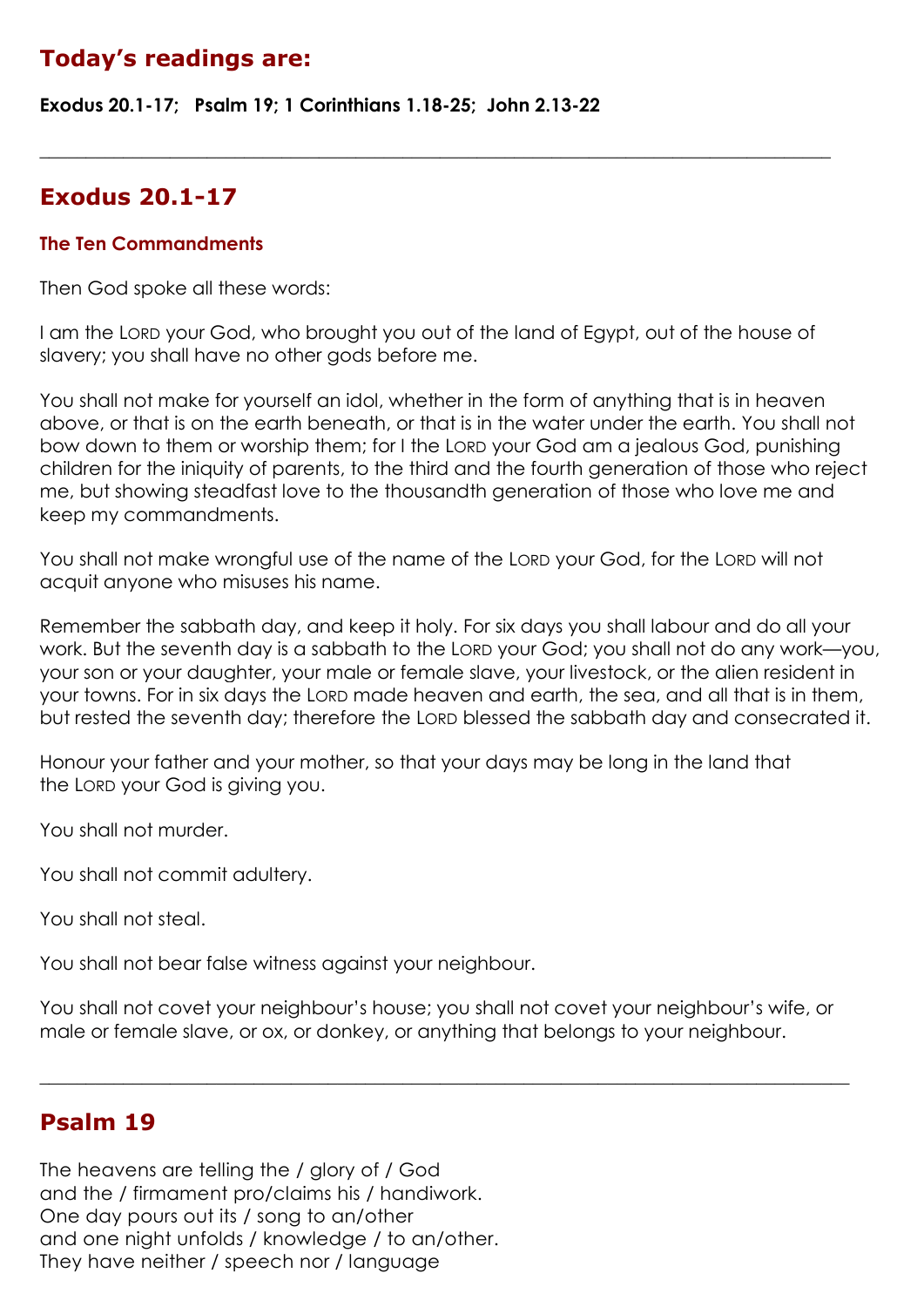## Today's readings are:

**Exodus 20.1-17;   Psalm 19; 1 Corinthians 1.18-25;  John 2.13-22**

---

## Exodus 20.1-17

### The Ten Commandments

Then God spoke all these words:

I am the LORD your God, who brought you out of the land of Egypt, out of the house of slavery; you shall have no other gods before me.

You shall not make for yourself an idol, whether in the form of anything that is in heaven above, or that is on the earth beneath, or that is in the water under the earth. You shall not bow down to them or worship them; for I the LORD your God am a jealous God, punishing children for the iniquity of parents, to the third and the fourth generation of those who reject me, but showing steadfast love to the thousandth generation of those who love me and keep my commandments.

You shall not make wrongful use of the name of the LORD your God, for the LORD will not acquit anyone who misuses his name.

Remember the sabbath day, and keep it holy. For six days you shall labour and do all your work. But the seventh day is a sabbath to the LORD your God; you shall not do any work—you, your son or your daughter, your male or female slave, your livestock, or the alien resident in your towns. For in six days the LORD made heaven and earth, the sea, and all that is in them, but rested the seventh day; therefore the LORD blessed the sabbath day and consecrated it.

Honour your father and your mother, so that your days may be long in the land that the LORD your God is giving you.

You shall not murder.

You shall not commit adultery.

You shall not steal.

You shall not bear false witness against your neighbour.

You shall not covet your neighbour's house; you shall not covet your neighbour's wife, or male or female slave, or ox, or donkey, or anything that belongs to your neighbour.

---

## Psalm 19

The heavens are telling the / glory of / God
and the / firmament pro/claims his / handiwork.
One day pours out its / song to an/other
and one night unfolds / knowledge / to an/other.
They have neither / speech nor / language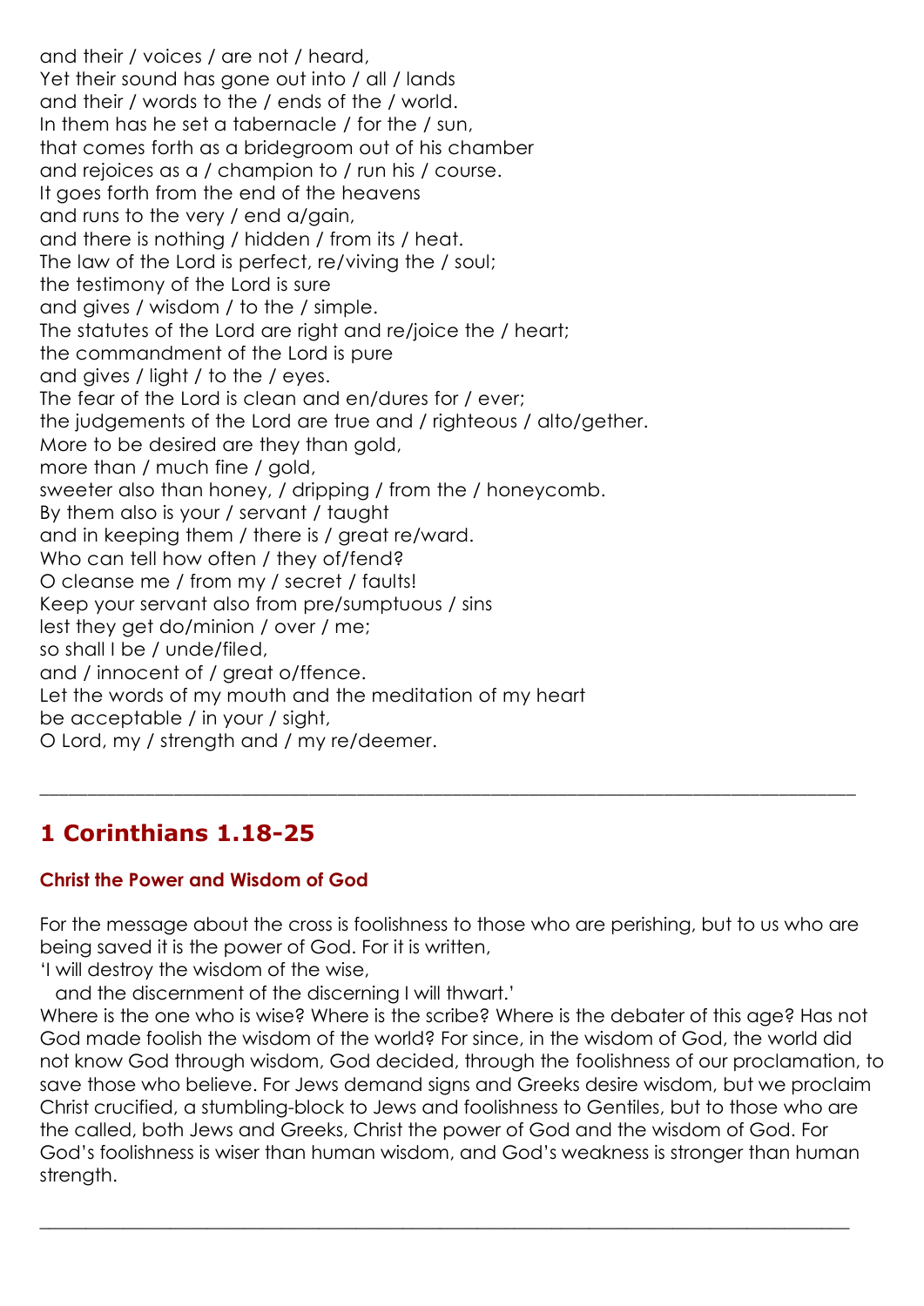and their / voices / are not / heard,
Yet their sound has gone out into / all / lands
and their / words to the / ends of the / world.
In them has he set a tabernacle / for the / sun,
that comes forth as a bridegroom out of his chamber
and rejoices as a / champion to / run his / course.
It goes forth from the end of the heavens
and runs to the very / end a/gain,
and there is nothing / hidden / from its / heat.
The law of the Lord is perfect, re/viving the / soul;
the testimony of the Lord is sure
and gives / wisdom / to the / simple.
The statutes of the Lord are right and re/joice the / heart;
the commandment of the Lord is pure
and gives / light / to the / eyes.
The fear of the Lord is clean and en/dures for / ever;
the judgements of the Lord are true and / righteous / alto/gether.
More to be desired are they than gold,
more than / much fine / gold,
sweeter also than honey, / dripping / from the / honeycomb.
By them also is your / servant / taught
and in keeping them / there is / great re/ward.
Who can tell how often / they of/fend?
O cleanse me / from my / secret / faults!
Keep your servant also from pre/sumptuous / sins
lest they get do/minion / over / me;
so shall I be / unde/filed,
and / innocent of / great o/ffence.
Let the words of my mouth and the meditation of my heart
be acceptable / in your / sight,
O Lord, my / strength and / my re/deemer.

---

## 1 Corinthians 1.18-25

### Christ the Power and Wisdom of God

For the message about the cross is foolishness to those who are perishing, but to us who are being saved it is the power of God. For it is written,
'I will destroy the wisdom of the wise,
  and the discernment of the discerning I will thwart.'
Where is the one who is wise? Where is the scribe? Where is the debater of this age? Has not God made foolish the wisdom of the world? For since, in the wisdom of God, the world did not know God through wisdom, God decided, through the foolishness of our proclamation, to save those who believe. For Jews demand signs and Greeks desire wisdom, but we proclaim Christ crucified, a stumbling-block to Jews and foolishness to Gentiles, but to those who are the called, both Jews and Greeks, Christ the power of God and the wisdom of God. For God's foolishness is wiser than human wisdom, and God's weakness is stronger than human strength.

---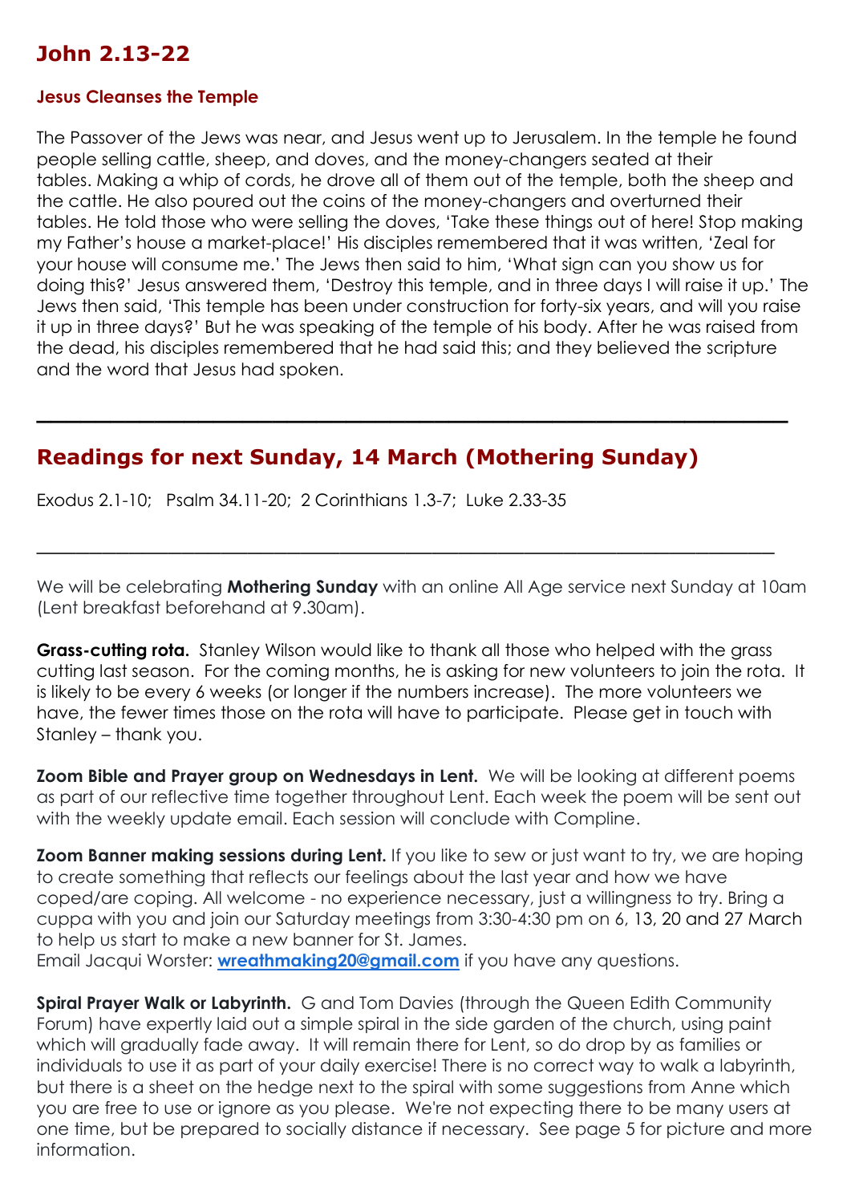## John 2.13-22

### Jesus Cleanses the Temple

The Passover of the Jews was near, and Jesus went up to Jerusalem. In the temple he found people selling cattle, sheep, and doves, and the money-changers seated at their tables. Making a whip of cords, he drove all of them out of the temple, both the sheep and the cattle. He also poured out the coins of the money-changers and overturned their tables. He told those who were selling the doves, 'Take these things out of here! Stop making my Father's house a market-place!' His disciples remembered that it was written, 'Zeal for your house will consume me.' The Jews then said to him, 'What sign can you show us for doing this?' Jesus answered them, 'Destroy this temple, and in three days I will raise it up.' The Jews then said, 'This temple has been under construction for forty-six years, and will you raise it up in three days?' But he was speaking of the temple of his body. After he was raised from the dead, his disciples remembered that he had said this; and they believed the scripture and the word that Jesus had spoken.

---

## Readings for next Sunday, 14 March (Mothering Sunday)

Exodus 2.1-10;   Psalm 34.11-20;  2 Corinthians 1.3-7;  Luke 2.33-35

---

We will be celebrating **Mothering Sunday** with an online All Age service next Sunday at 10am (Lent breakfast beforehand at 9.30am).

**Grass-cutting rota.** Stanley Wilson would like to thank all those who helped with the grass cutting last season. For the coming months, he is asking for new volunteers to join the rota. It is likely to be every 6 weeks (or longer if the numbers increase). The more volunteers we have, the fewer times those on the rota will have to participate. Please get in touch with Stanley – thank you.

**Zoom Bible and Prayer group on Wednesdays in Lent.** We will be looking at different poems as part of our reflective time together throughout Lent. Each week the poem will be sent out with the weekly update email. Each session will conclude with Compline.

**Zoom Banner making sessions during Lent.** If you like to sew or just want to try, we are hoping to create something that reflects our feelings about the last year and how we have coped/are coping. All welcome - no experience necessary, just a willingness to try. Bring a cuppa with you and join our Saturday meetings from 3:30-4:30 pm on 6, 13, 20 and 27 March to help us start to make a new banner for St. James.
Email Jacqui Worster: **wreathmaking20@gmail.com** if you have any questions.

**Spiral Prayer Walk or Labyrinth.** G and Tom Davies (through the Queen Edith Community Forum) have expertly laid out a simple spiral in the side garden of the church, using paint which will gradually fade away. It will remain there for Lent, so do drop by as families or individuals to use it as part of your daily exercise! There is no correct way to walk a labyrinth, but there is a sheet on the hedge next to the spiral with some suggestions from Anne which you are free to use or ignore as you please. We're not expecting there to be many users at one time, but be prepared to socially distance if necessary. See page 5 for picture and more information.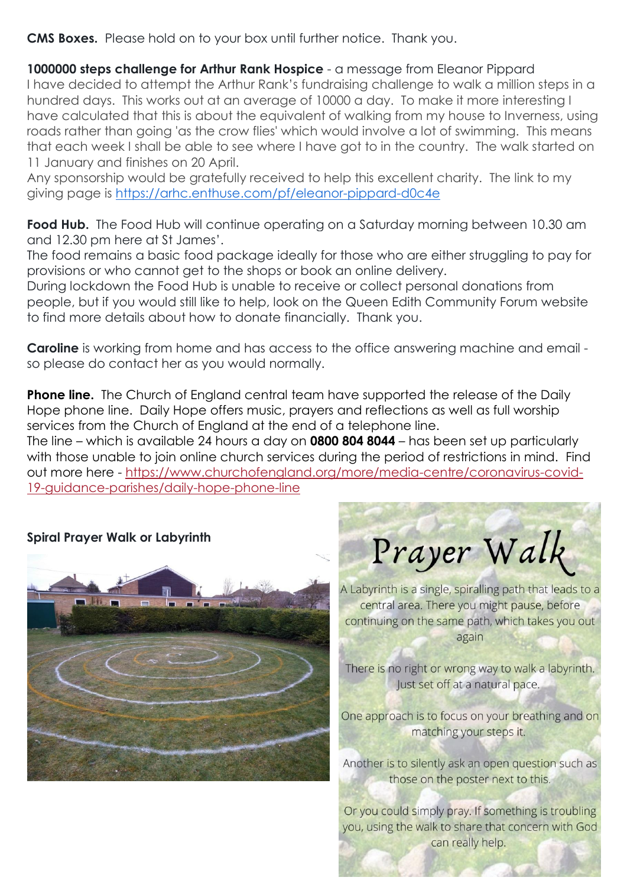**CMS Boxes.** Please hold on to your box until further notice. Thank you.

**1000000 steps challenge for Arthur Rank Hospice** - a message from Eleanor Pippard
I have decided to attempt the Arthur Rank's fundraising challenge to walk a million steps in a hundred days. This works out at an average of 10000 a day. To make it more interesting I have calculated that this is about the equivalent of walking from my house to Inverness, using roads rather than going 'as the crow flies' which would involve a lot of swimming. This means that each week I shall be able to see where I have got to in the country. The walk started on 11 January and finishes on 20 April.
Any sponsorship would be gratefully received to help this excellent charity. The link to my giving page is https://arhc.enthuse.com/pf/eleanor-pippard-d0c4e

**Food Hub.** The Food Hub will continue operating on a Saturday morning between 10.30 am and 12.30 pm here at St James'.
The food remains a basic food package ideally for those who are either struggling to pay for provisions or who cannot get to the shops or book an online delivery.
During lockdown the Food Hub is unable to receive or collect personal donations from people, but if you would still like to help, look on the Queen Edith Community Forum website to find more details about how to donate financially. Thank you.

**Caroline** is working from home and has access to the office answering machine and email - so please do contact her as you would normally.

**Phone line.** The Church of England central team have supported the release of the Daily Hope phone line. Daily Hope offers music, prayers and reflections as well as full worship services from the Church of England at the end of a telephone line.
The line – which is available 24 hours a day on **0800 804 8044** – has been set up particularly with those unable to join online church services during the period of restrictions in mind. Find out more here - https://www.churchofengland.org/more/media-centre/coronavirus-covid-19-guidance-parishes/daily-hope-phone-line

**Spiral Prayer Walk or Labyrinth**

# Prayer Walk

A Labyrinth is a single, spiralling path that leads to a central area. There you might pause, before continuing on the same path, which takes you out again

There is no right or wrong way to walk a labyrinth. Just set off at a natural pace.

One approach is to focus on your breathing and on matching your steps it.

Another is to silently ask an open question such as those on the poster next to this.

Or you could simply pray. If something is troubling you, using the walk to share that concern with God can really help.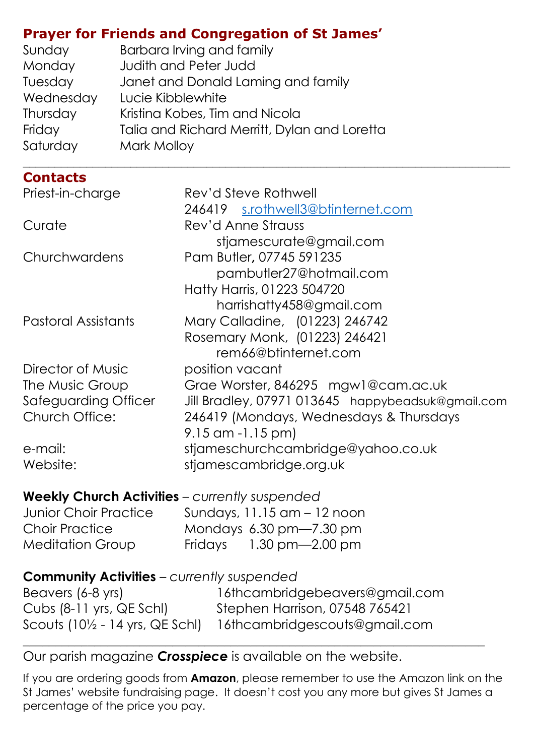## Prayer for Friends and Congregation of St James'

| | |
|---|---|
| Sunday | Barbara Irving and family |
| Monday | Judith and Peter Judd |
| Tuesday | Janet and Donald Laming and family |
| Wednesday | Lucie Kibblewhite |
| Thursday | Kristina Kobes, Tim and Nicola |
| Friday | Talia and Richard Merritt, Dylan and Loretta |
| Saturday | Mark Molloy |

---

## Contacts

| | |
|---|---|
| Priest-in-charge | Rev'd Steve Rothwell<br>246419 s.rothwell3@btinternet.com |
| Curate | Rev'd Anne Strauss<br>stjamescurate@gmail.com |
| Churchwardens | Pam Butler, 07745 591235<br>pambutler27@hotmail.com<br>Hatty Harris, 01223 504720<br>harrishatty458@gmail.com |
| Pastoral Assistants | Mary Calladine, (01223) 246742<br>Rosemary Monk, (01223) 246421<br>rem66@btinternet.com |
| Director of Music | position vacant |
| The Music Group | Grae Worster, 846295 mgw1@cam.ac.uk |
| Safeguarding Officer | Jill Bradley, 07971 013645 happybeadsuk@gmail.com |
| Church Office: | 246419 (Mondays, Wednesdays & Thursdays 9.15 am -1.15 pm) |
| e-mail: | stjameschurchcambridge@yahoo.co.uk |
| Website: | stjamescambridge.org.uk |

**Weekly Church Activities** – *currently suspended*

| | |
|---|---|
| Junior Choir Practice | Sundays, 11.15 am – 12 noon |
| Choir Practice | Mondays 6.30 pm—7.30 pm |
| Meditation Group | Fridays 1.30 pm—2.00 pm |

**Community Activities** – *currently suspended*

| | |
|---|---|
| Beavers (6-8 yrs) | 16thcambridgebeavers@gmail.com |
| Cubs (8-11 yrs, QE Schl) | Stephen Harrison, 07548 765421 |
| Scouts (10½ - 14 yrs, QE Schl) | 16thcambridgescouts@gmail.com |

---

Our parish magazine ***Crosspiece*** is available on the website.

If you are ordering goods from **Amazon**, please remember to use the Amazon link on the St James' website fundraising page. It doesn't cost you any more but gives St James a percentage of the price you pay.